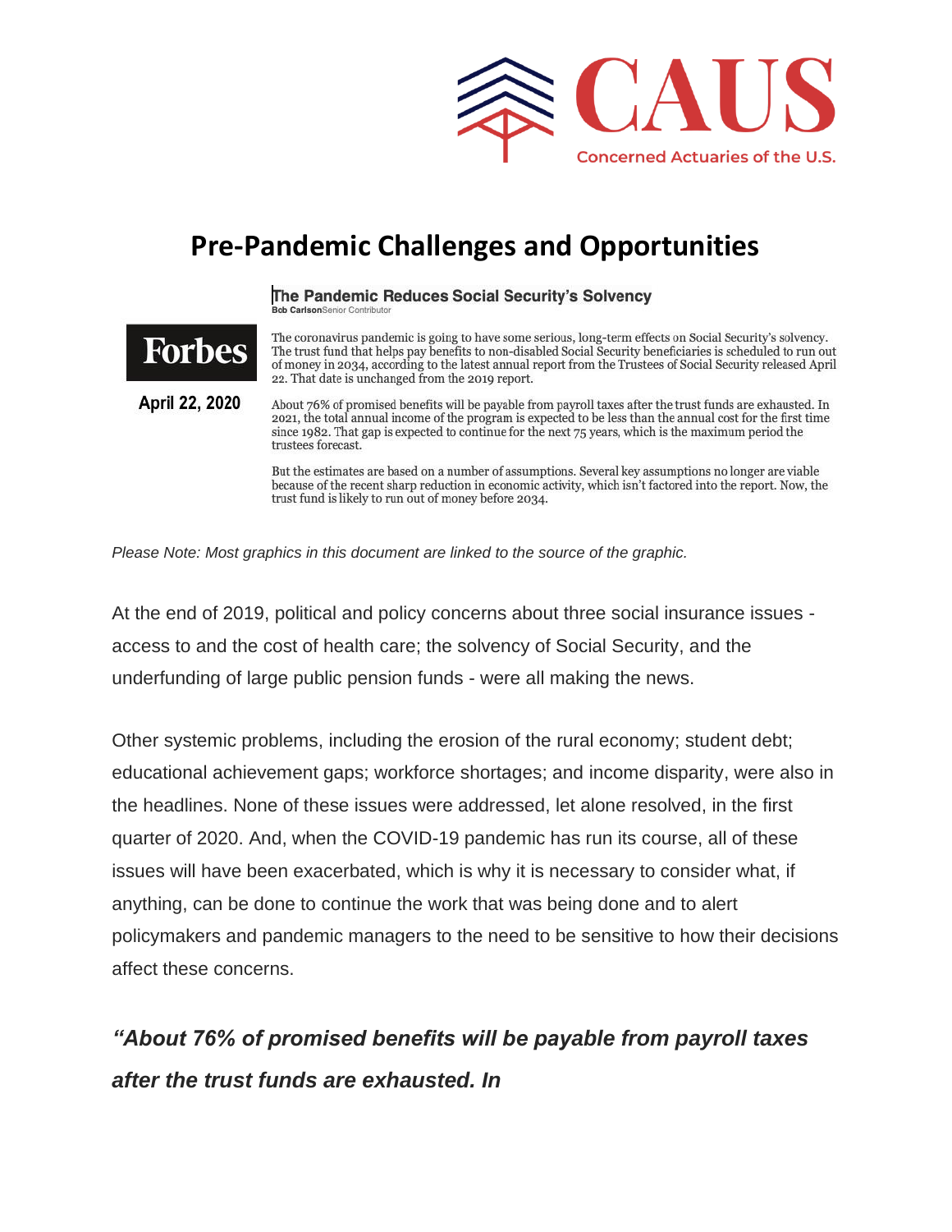CAUS

Concerned Actuaries of the U.S.

# Pre-Pandemic Challenges and Opportunities

**Forbes**

**April 22, 2020**

**The Pandemic Reduces Social Security's Solvency**

**Bob Carlson** Senior Contributor

The coronavirus pandemic is going to have some serious, long-term effects on Social Security's solvency. The trust fund that helps pay benefits to non-disabled Social Security beneficiaries is scheduled to run out of money in 2034, according to the latest annual report from the Trustees of Social Security released April 22. That date is unchanged from the 2019 report.

About 76% of promised benefits will be payable from payroll taxes after the trust funds are exhausted. In 2021, the total annual income of the program is expected to be less than the annual cost for the first time since 1982. That gap is expected to continue for the next 75 years, which is the maximum period the trustees forecast.

But the estimates are based on a number of assumptions. Several key assumptions no longer are viable because of the recent sharp reduction in economic activity, which isn't factored into the report. Now, the trust fund is likely to run out of money before 2034.

*Please Note: Most graphics in this document are linked to the source of the graphic.*

At the end of 2019, political and policy concerns about three social insurance issues - access to and the cost of health care; the solvency of Social Security, and the underfunding of large public pension funds - were all making the news.

Other systemic problems, including the erosion of the rural economy; student debt; educational achievement gaps; workforce shortages; and income disparity, were also in the headlines. None of these issues were addressed, let alone resolved, in the first quarter of 2020. And, when the COVID-19 pandemic has run its course, all of these issues will have been exacerbated, which is why it is necessary to consider what, if anything, can be done to continue the work that was being done and to alert policymakers and pandemic managers to the need to be sensitive to how their decisions affect these concerns.

***"About 76% of promised benefits will be payable from payroll taxes after the trust funds are exhausted. In***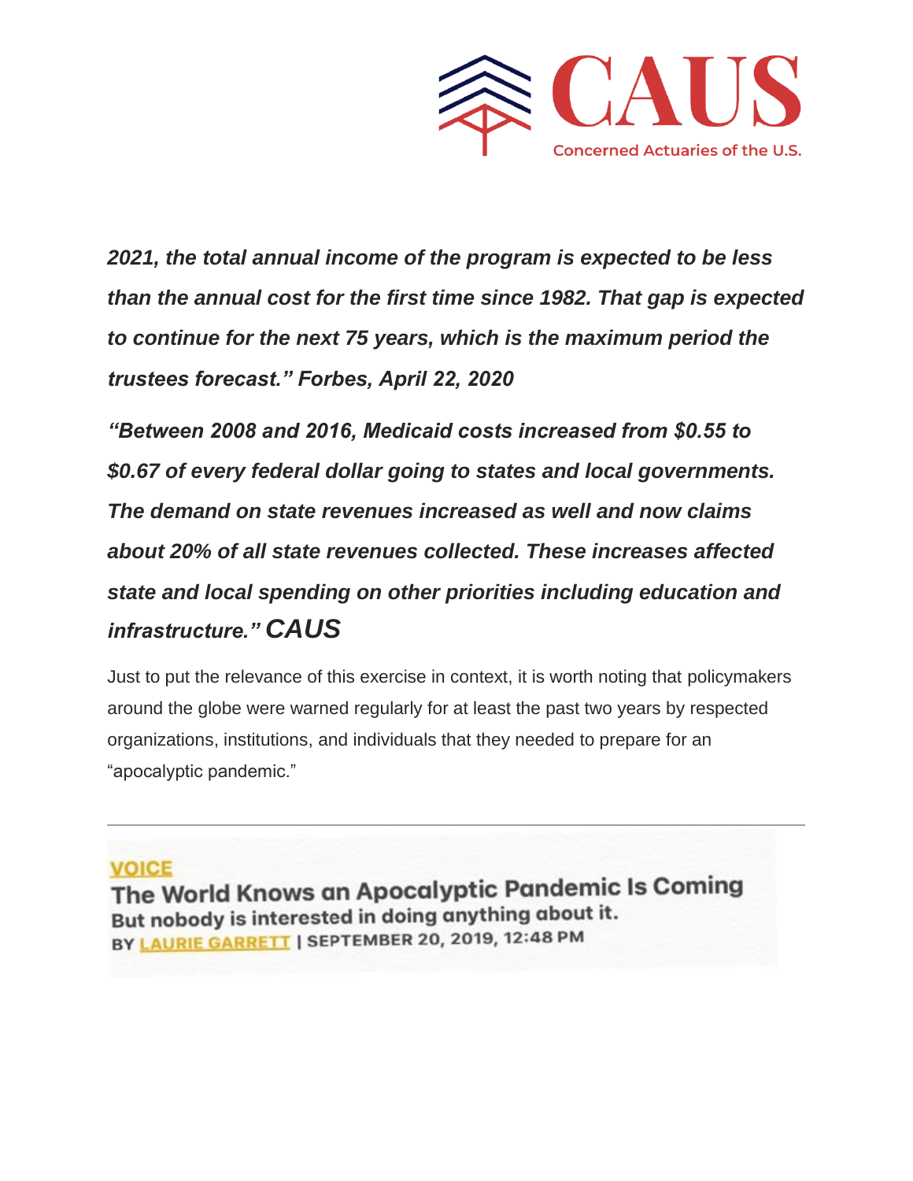***2021, the total annual income of the program is expected to be less than the annual cost for the first time since 1982. That gap is expected to continue for the next 75 years, which is the maximum period the trustees forecast." Forbes, April 22, 2020***

***"Between 2008 and 2016, Medicaid costs increased from $0.55 to $0.67 of every federal dollar going to states and local governments. The demand on state revenues increased as well and now claims about 20% of all state revenues collected. These increases affected state and local spending on other priorities including education and infrastructure." CAUS***

Just to put the relevance of this exercise in context, it is worth noting that policymakers around the globe were warned regularly for at least the past two years by respected organizations, institutions, and individuals that they needed to prepare for an "apocalyptic pandemic."

---

**VOICE**

**The World Knows an Apocalyptic Pandemic Is Coming**

**But nobody is interested in doing anything about it.**

BY LAURIE GARRETT | SEPTEMBER 20, 2019, 12:48 PM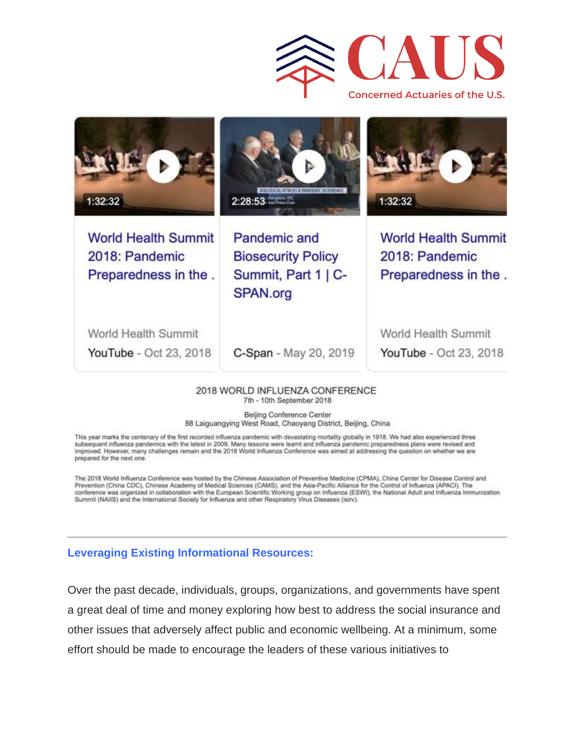World Health Summit 2018: Pandemic Preparedness in the .

World Health Summit

YouTube - Oct 23, 2018

Pandemic and Biosecurity Policy Summit, Part 1 | C-SPAN.org

C-Span - May 20, 2019

World Health Summit 2018: Pandemic Preparedness in the .

World Health Summit

YouTube - Oct 23, 2018

2018 WORLD INFLUENZA CONFERENCE

7th - 10th September 2018

Beijing Conference Center

88 Laiguangying West Road, Chaoyang District, Beijing, China

This year marks the centenary of the first recorded influenza pandemic with devastating mortality globally in 1918. We had also experienced three subsequent influenza pandemics with the latest in 2009. Many lessons were learnt and influenza pandemic preparedness plans were revised and improved. However, many challenges remain and the 2018 World Influenza Conference was aimed at addressing the question on whether we are prepared for the next one.

The 2018 World Influenza Conference was hosted by the Chinese Association of Preventive Medicine (CPMA), China Center for Disease Control and Prevention (China CDC), Chinese Academy of Medical Sciences (CAMS), and the Asia-Pacific Alliance for the Control of Influenza (APACI). The conference was organized in collaboration with the European Scientific Working group on Influenza (ESWI), the National Adult and Influenza Immunization Summit (NAIIS) and the International Society for Influenza and other Respiratory Virus Diseases (isirv).

---

### Leveraging Existing Informational Resources:

Over the past decade, individuals, groups, organizations, and governments have spent a great deal of time and money exploring how best to address the social insurance and other issues that adversely affect public and economic wellbeing. At a minimum, some effort should be made to encourage the leaders of these various initiatives to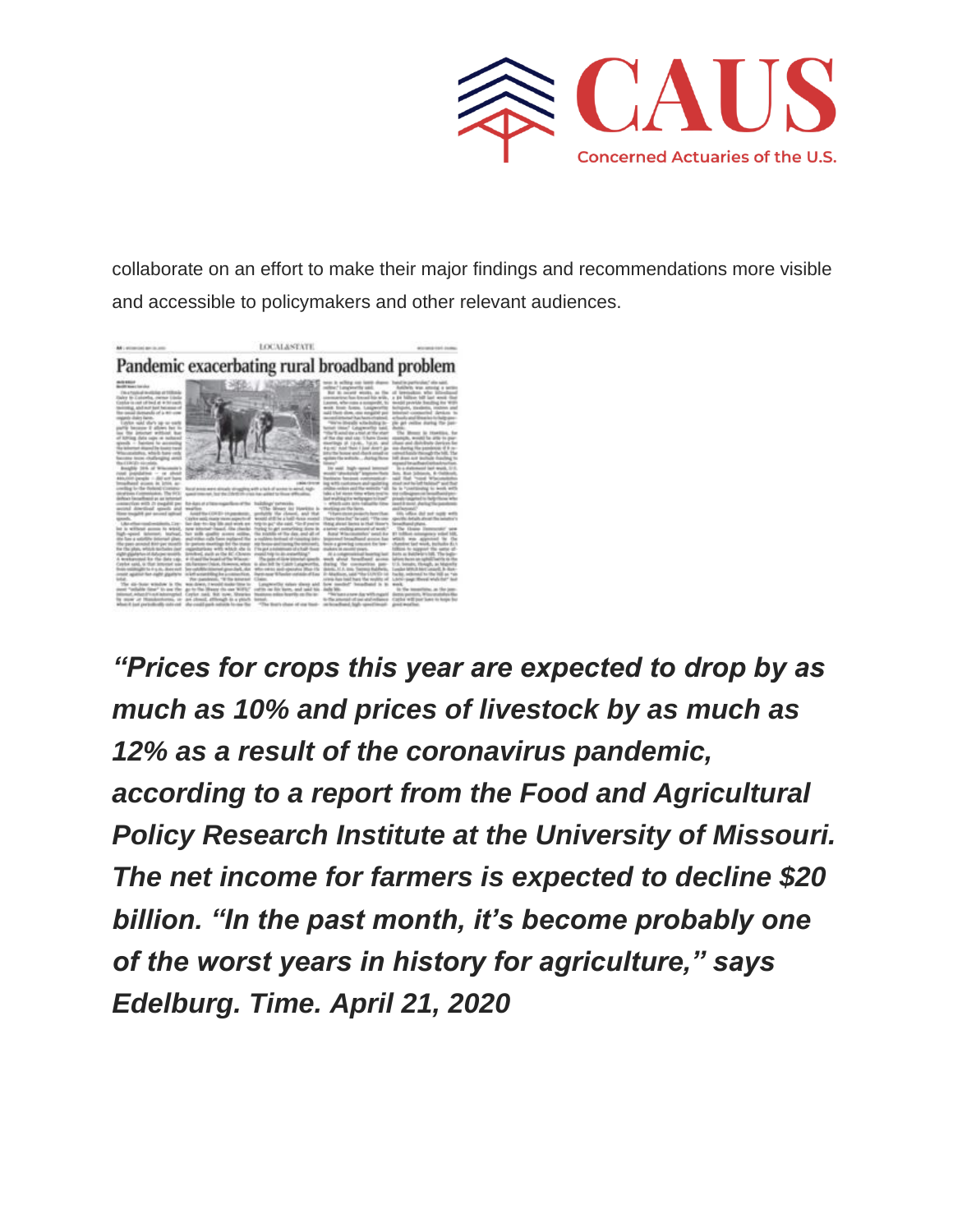collaborate on an effort to make their major findings and recommendations more visible and accessible to policymakers and other relevant audiences.

***"Prices for crops this year are expected to drop by as much as 10% and prices of livestock by as much as 12% as a result of the coronavirus pandemic, according to a report from the Food and Agricultural Policy Research Institute at the University of Missouri. The net income for farmers is expected to decline $20 billion. "In the past month, it's become probably one of the worst years in history for agriculture," says Edelburg. Time. April 21, 2020***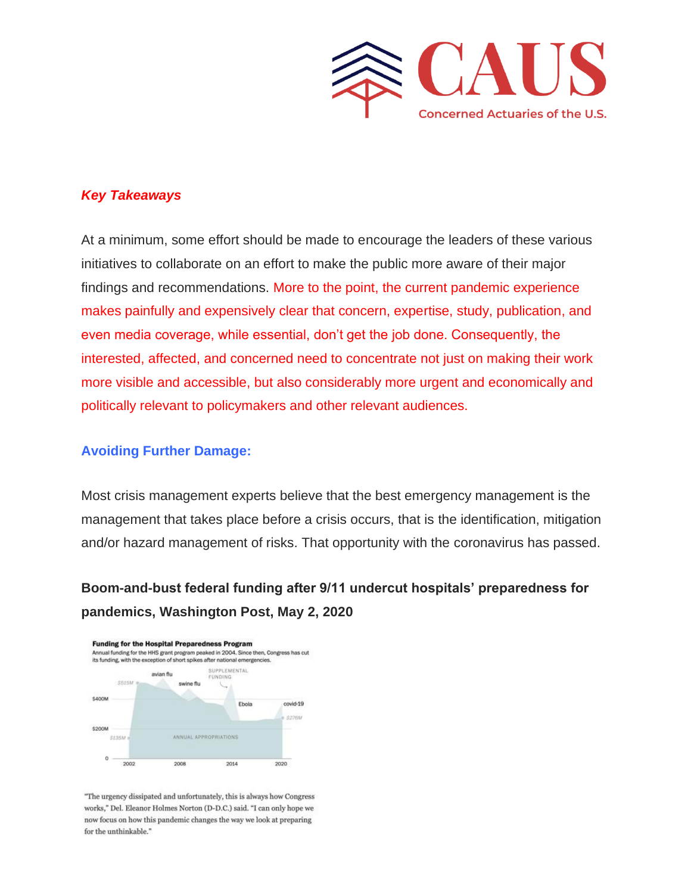***Key Takeaways***

At a minimum, some effort should be made to encourage the leaders of these various initiatives to collaborate on an effort to make the public more aware of their major findings and recommendations. More to the point, the current pandemic experience makes painfully and expensively clear that concern, expertise, study, publication, and even media coverage, while essential, don't get the job done. Consequently, the interested, affected, and concerned need to concentrate not just on making their work more visible and accessible, but also considerably more urgent and economically and politically relevant to policymakers and other relevant audiences.

**Avoiding Further Damage:**

Most crisis management experts believe that the best emergency management is the management that takes place before a crisis occurs, that is the identification, mitigation and/or hazard management of risks. That opportunity with the coronavirus has passed.

**Boom-and-bust federal funding after 9/11 undercut hospitals' preparedness for pandemics, Washington Post, May 2, 2020**

**Funding for the Hospital Preparedness Program**
Annual funding for the HHS grant program peaked in 2004. Since then, Congress has cut its funding, with the exception of short spikes after national emergencies.

"The urgency dissipated and unfortunately, this is always how Congress works," Del. Eleanor Holmes Norton (D-D.C.) said. "I can only hope we now focus on how this pandemic changes the way we look at preparing for the unthinkable."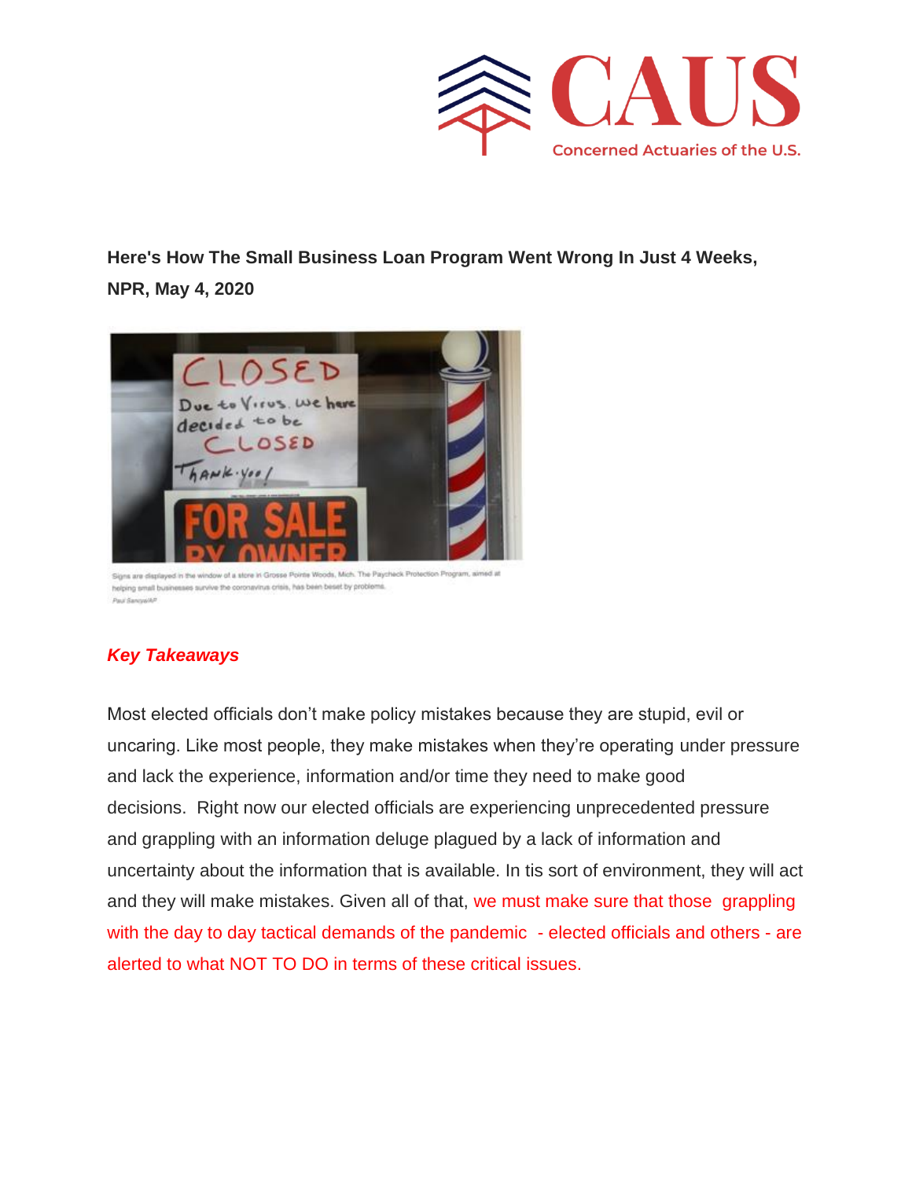**Here's How The Small Business Loan Program Went Wrong In Just 4 Weeks, NPR, May 4, 2020**

Signs are displayed in the window of a store in Grosse Pointe Woods, Mich. The Paycheck Protection Program, aimed at helping small businesses survive the coronavirus crisis, has been beset by problems.
Paul Sancya/AP

***Key Takeaways***

Most elected officials don't make policy mistakes because they are stupid, evil or uncaring. Like most people, they make mistakes when they're operating under pressure and lack the experience, information and/or time they need to make good decisions. Right now our elected officials are experiencing unprecedented pressure and grappling with an information deluge plagued by a lack of information and uncertainty about the information that is available. In tis sort of environment, they will act and they will make mistakes. Given all of that, we must make sure that those grappling with the day to day tactical demands of the pandemic - elected officials and others - are alerted to what NOT TO DO in terms of these critical issues.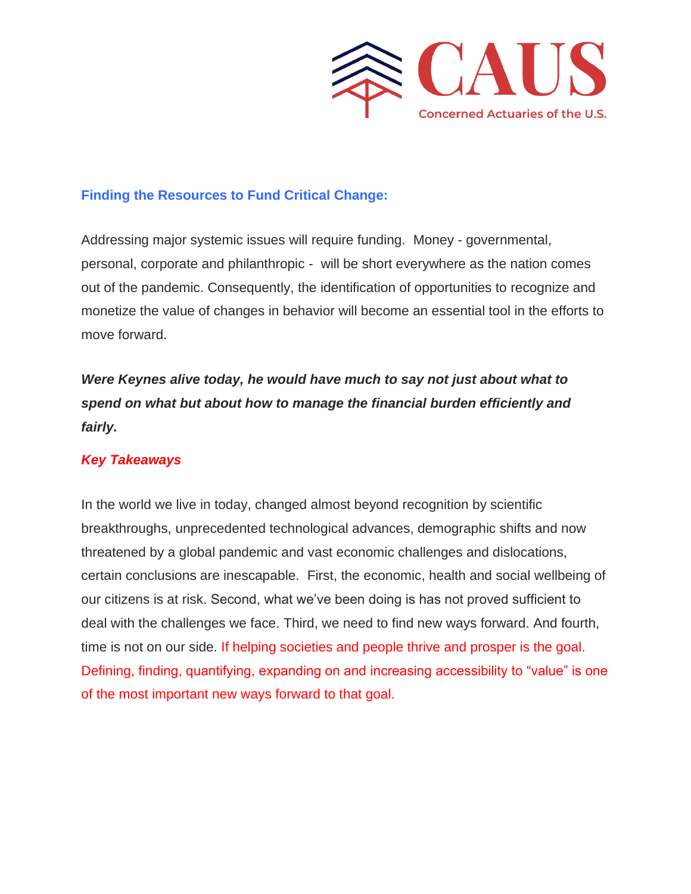## Finding the Resources to Fund Critical Change:

Addressing major systemic issues will require funding. Money - governmental, personal, corporate and philanthropic - will be short everywhere as the nation comes out of the pandemic. Consequently, the identification of opportunities to recognize and monetize the value of changes in behavior will become an essential tool in the efforts to move forward.

***Were Keynes alive today, he would have much to say not just about what to spend on what but about how to manage the financial burden efficiently and fairly.***

***Key Takeaways***

In the world we live in today, changed almost beyond recognition by scientific breakthroughs, unprecedented technological advances, demographic shifts and now threatened by a global pandemic and vast economic challenges and dislocations, certain conclusions are inescapable. First, the economic, health and social wellbeing of our citizens is at risk. Second, what we've been doing is has not proved sufficient to deal with the challenges we face. Third, we need to find new ways forward. And fourth, time is not on our side. If helping societies and people thrive and prosper is the goal. Defining, finding, quantifying, expanding on and increasing accessibility to "value" is one of the most important new ways forward to that goal.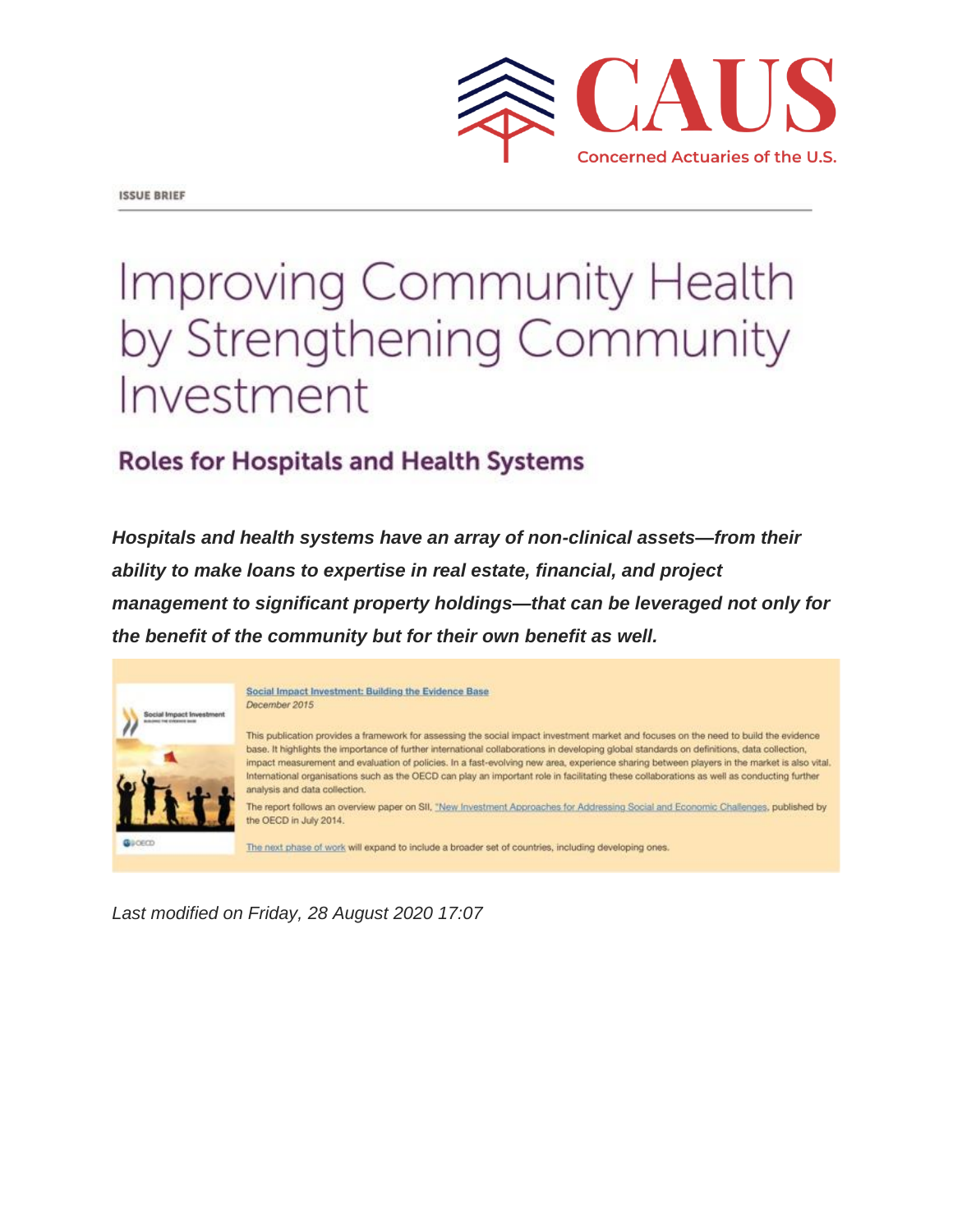**ISSUE BRIEF**

# Improving Community Health by Strengthening Community Investment

## Roles for Hospitals and Health Systems

***Hospitals and health systems have an array of non-clinical assets—from their ability to make loans to expertise in real estate, financial, and project management to significant property holdings—that can be leveraged not only for the benefit of the community but for their own benefit as well.***

Social Impact Investment: Building the Evidence Base
*December 2015*

This publication provides a framework for assessing the social impact investment market and focuses on the need to build the evidence base. It highlights the importance of further international collaborations in developing global standards on definitions, data collection, impact measurement and evaluation of policies. In a fast-evolving new area, experience sharing between players in the market is also vital. International organisations such as the OECD can play an important role in facilitating these collaborations as well as conducting further analysis and data collection.

The report follows an overview paper on SII, "New Investment Approaches for Addressing Social and Economic Challenges, published by the OECD in July 2014.

The next phase of work will expand to include a broader set of countries, including developing ones.

*Last modified on Friday, 28 August 2020 17:07*